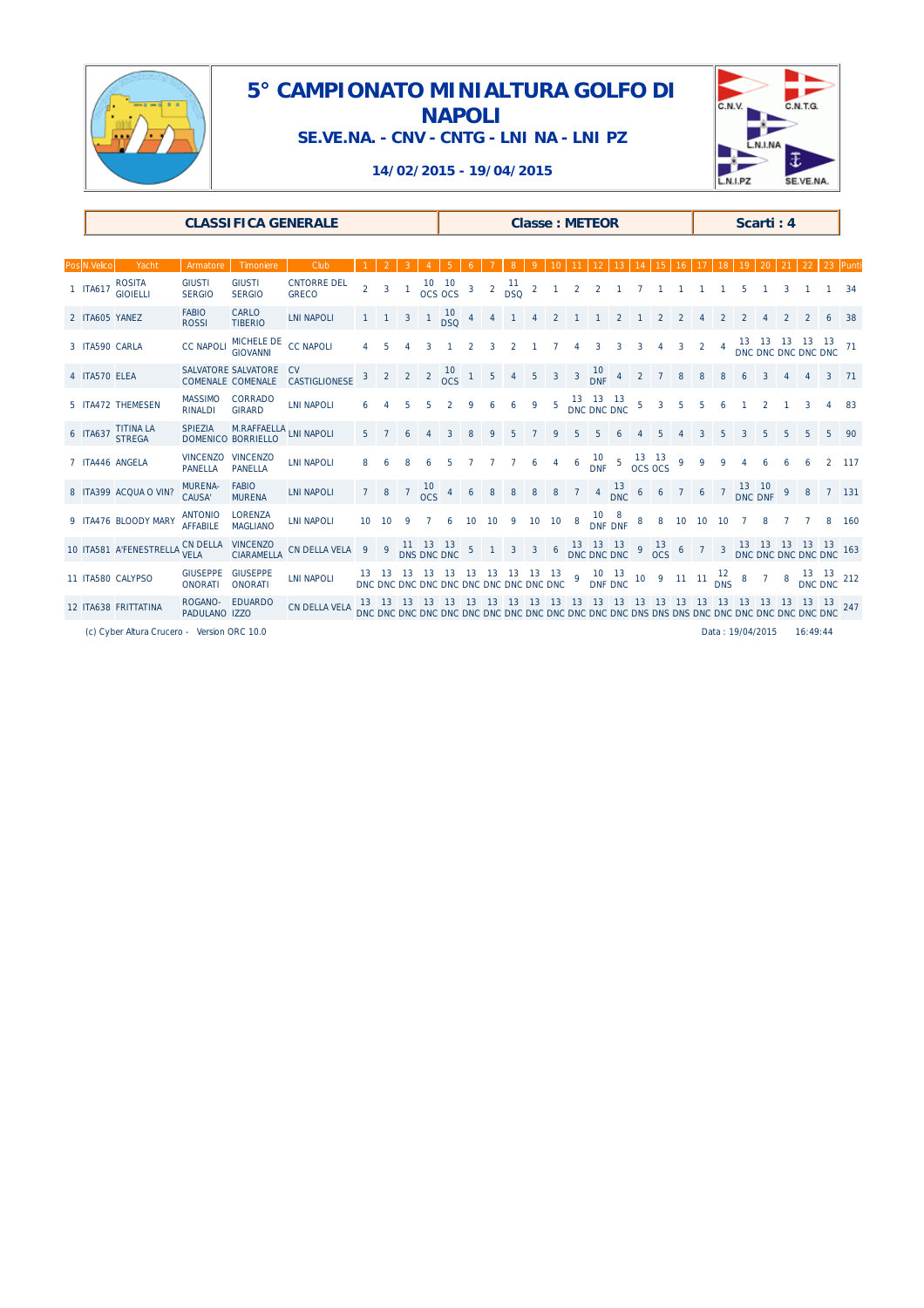# 5° CAMPIONATO MINIALTURA GOLFO DI NAPOLI

## SE.VE.NA. - CNV - CNTG - LNI NA - LNI PZ

**14/02/2015 - 19/04/2015**

| CLASSIFICA GENERALE | Classe : METEOR | Scarti : 4 |
|---|---|---|

| Pos | N.Velico | Yacht | Armatore | Timoniere | Club | 1 | 2 | 3 | 4 | 5 | 6 | 7 | 8 | 9 | 10 | 11 | 12 | 13 | 14 | 15 | 16 | 17 | 18 | 19 | 20 | 21 | 22 | 23 | Punti |
|---|---|---|---|---|---|---|---|---|---|---|---|---|---|---|---|---|---|---|---|---|---|---|---|---|---|---|---|---|---|
| 1 | ITA617 | ROSITA GIOIELLI | GIUSTI SERGIO | GIUSTI SERGIO | CNTORRE DEL GRECO | 2 | 3 | 1 | 10 OCS | 10 OCS | 3 | 2 | 11 DSQ | 2 | 1 | 2 | 2 | 1 | 7 | 1 | 1 | 1 | 1 | 5 | 1 | 3 | 1 | 1 | 34 |
| 2 | ITA605 | YANEZ | FABIO ROSSI | CARLO TIBERIO | LNI NAPOLI | 1 | 1 | 3 | 1 | 10 DSQ | 4 | 4 | 1 | 4 | 2 | 1 | 1 | 2 | 1 | 2 | 2 | 4 | 2 | 2 | 4 | 2 | 2 | 6 | 38 |
| 3 | ITA590 | CARLA | CC NAPOLI | MICHELE DE GIOVANNI | CC NAPOLI | 4 | 5 | 4 | 3 | 1 | 2 | 3 | 2 | 1 | 7 | 4 | 3 | 3 | 3 | 4 | 3 | 2 | 4 | 13 DNC | 13 DNC | 13 DNC | 13 DNC | 13 DNC | 71 |
| 4 | ITA570 | ELEA | SALVATORE COMENALE | SALVATORE COMENALE | CV CASTIGLIONESE | 3 | 2 | 2 | 2 | 10 OCS | 1 | 5 | 4 | 5 | 3 | 3 | 10 DNF | 4 | 2 | 7 | 8 | 8 | 8 | 6 | 3 | 4 | 4 | 3 | 71 |
| 5 | ITA472 | THEMESEN | MASSIMO RINALDI | CORRADO GIRARD | LNI NAPOLI | 6 | 4 | 5 | 5 | 2 | 9 | 6 | 6 | 9 | 5 | 13 DNC | 13 DNC | 13 DNC | 5 | 3 | 5 | 5 | 6 | 1 | 2 | 1 | 3 | 4 | 83 |
| 6 | ITA637 | TITINA LA STREGA | SPIEZIA DOMENICO | M.RAFFAELLA BORRIELLO | LNI NAPOLI | 5 | 7 | 6 | 4 | 3 | 8 | 9 | 5 | 7 | 9 | 5 | 5 | 6 | 4 | 5 | 4 | 3 | 5 | 3 | 5 | 5 | 5 | 5 | 90 |
| 7 | ITA446 | ANGELA | VINCENZO PANELLA | VINCENZO PANELLA | LNI NAPOLI | 8 | 6 | 8 | 6 | 5 | 7 | 7 | 7 | 6 | 4 | 6 | 10 DNF | 5 | 13 OCS | 13 OCS | 9 | 9 | 9 | 4 | 6 | 6 | 6 | 2 | 117 |
| 8 | ITA399 | ACQUA O VIN? | MURENA-CAUSA' | FABIO MURENA | LNI NAPOLI | 7 | 8 | 7 | 10 OCS | 4 | 6 | 8 | 8 | 8 | 8 | 7 | 4 | 13 DNC | 6 | 6 | 7 | 6 | 7 | 13 DNC | 10 DNF | 9 | 8 | 7 | 131 |
| 9 | ITA476 | BLOODY MARY | ANTONIO AFFABILE | LORENZA MAGLIANO | LNI NAPOLI | 10 | 10 | 9 | 7 | 6 | 10 | 10 | 9 | 10 | 10 | 8 | 10 DNF | 8 DNF | 8 | 8 | 10 | 10 | 10 | 7 | 8 | 7 | 7 | 8 | 160 |
| 10 | ITA581 | A'FENESTRELLA | CN DELLA VELA | VINCENZO CIARAMELLA | CN DELLA VELA | 9 | 9 | 11 DNS | 13 DNC | 13 DNC | 5 | 1 | 3 | 3 | 6 | 13 DNC | 13 DNC | 13 DNC | 9 | 13 OCS | 6 | 7 | 3 | 13 DNC | 13 DNC | 13 DNC | 13 DNC | 13 DNC | 163 |
| 11 | ITA580 | CALYPSO | GIUSEPPE ONORATI | GIUSEPPE ONORATI | LNI NAPOLI | 13 DNC | 13 DNC | 13 DNC | 13 DNC | 13 DNC | 13 DNC | 13 DNC | 13 DNC | 13 DNC | 13 DNC | 9 | 10 DNF | 13 DNC | 10 | 9 | 11 | 11 | 12 DNS | 8 | 7 | 8 | 13 DNC | 13 DNC | 212 |
| 12 | ITA638 | FRITTATINA | ROGANO-PADULANO | EDUARDO IZZO | CN DELLA VELA | 13 DNC | 13 DNC | 13 DNC | 13 DNC | 13 DNC | 13 DNC | 13 DNC | 13 DNC | 13 DNC | 13 DNC | 13 DNC | 13 DNC | 13 DNC | 13 DNS | 13 DNS | 13 DNS | 13 DNC | 13 DNC | 13 DNC | 13 DNC | 13 DNC | 13 DNC | 13 DNC | 247 |

(c) Cyber Altura Crucero - Version ORC 10.0 Data : 19/04/2015 16:49:44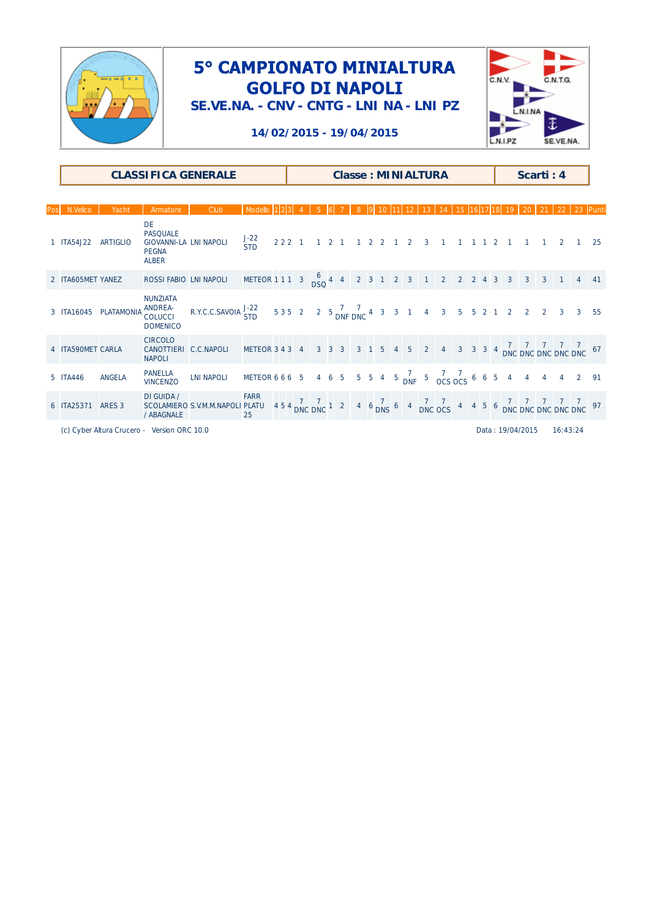# 5° CAMPIONATO MINIALTURA GOLFO DI NAPOLI

## SE.VE.NA. - CNV - CNTG - LNI NA - LNI PZ

**14/02/2015 - 19/04/2015**

| **CLASSIFICA GENERALE** | **Classe : MINIALTURA** | **Scarti : 4** |
|---|---|---|

| Pos | N.Velico | Yacht | Armatore | Club | Modello | 1 | 2 | 3 | 4 | 5 | 6 | 7 | 8 | 9 | 10 | 11 | 12 | 13 | 14 | 15 | 16 | 17 | 18 | 19 | 20 | 21 | 22 | 23 | Punti |
|---|---|---|---|---|---|---|---|---|---|---|---|---|---|---|---|---|---|---|---|---|---|---|---|---|---|---|---|---|---|
| 1 | ITA54J22 | ARTIGLIO | DE PASQUALE GIOVANNI-LA PEGNA ALBER | LNI NAPOLI | J-22 STD | 2 | 2 | 2 | 1 | 1 | 2 | 1 | 1 | 2 | 2 | 1 | 2 | 3 | 1 | 1 | 1 | 1 | 2 | 1 | 1 | 1 | 2 | 1 | 25 |
| 2 | ITA605MET | YANEZ | ROSSI FABIO | LNI NAPOLI | METEOR | 1 | 1 | 1 | 3 | 6 DSQ | 4 | 4 | 2 | 3 | 1 | 2 | 3 | 1 | 2 | 2 | 2 | 4 | 3 | 3 | 3 | 3 | 1 | 4 | 41 |
| 3 | ITA16045 | PLATAMONIA | NUNZIATA ANDREA-COLUCCI DOMENICO | R.Y.C.C.SAVOIA | J-22 STD | 5 | 3 | 5 | 2 | 2 | 5 | 7 DNF | 7 DNC | 4 | 3 | 3 | 1 | 4 | 3 | 5 | 5 | 2 | 1 | 2 | 2 | 2 | 3 | 3 | 55 |
| 4 | ITA590MET | CARLA | CIRCOLO CANOTTIERI NAPOLI | C.C.NAPOLI | METEOR | 3 | 4 | 3 | 4 | 3 | 3 | 3 | 3 | 1 | 5 | 4 | 5 | 2 | 4 | 3 | 3 | 3 | 4 | 7 DNC | 7 DNC | 7 DNC | 7 DNC | 7 DNC | 67 |
| 5 | ITA446 | ANGELA | PANELLA VINCENZO | LNI NAPOLI | METEOR | 6 | 6 | 6 | 5 | 4 | 6 | 5 | 5 | 5 | 4 | 5 | 7 DNF | 5 | 7 OCS | 7 OCS | 6 | 6 | 5 | 4 | 4 | 4 | 4 | 2 | 91 |
| 6 | ITA25371 | ARES 3 | DI GUIDA / SCOLAMIERO / ABAGNALE | S.V.M.M.NAPOLI | FARR PLATU 25 | 4 | 5 | 4 | 7 DNC | 7 DNC | 1 | 2 | 4 | 6 | 7 DNS | 6 | 4 | 7 DNC | 7 OCS | 4 | 4 | 5 | 6 | 7 DNC | 7 DNC | 7 DNC | 7 DNC | 7 DNC | 97 |

(c) Cyber Altura Crucero - Version ORC 10.0 Data : 19/04/2015 16:43:24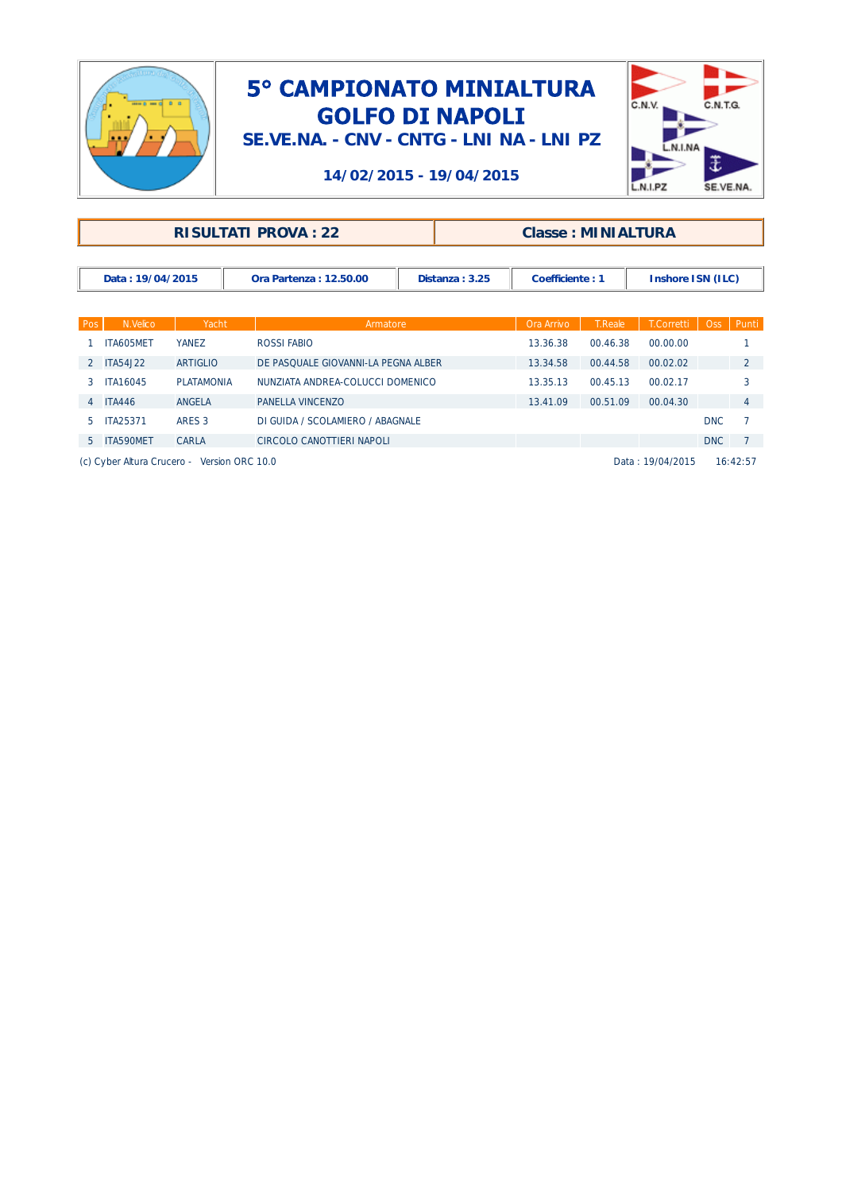# 5° CAMPIONATO MINIALTURA GOLFO DI NAPOLI

## SE.VE.NA. - CNV - CNTG - LNI NA - LNI PZ

**14/02/2015 - 19/04/2015**

C.N.V. C.N.T.G. L.N.I.NA L.N.I.PZ SE.VE.NA.

| RISULTATI PROVA : 22 | Classe : MINIALTURA |
|---|---|

| Data : 19/04/2015 | Ora Partenza : 12.50.00 | Distanza : 3.25 | Coefficiente : 1 | Inshore ISN (ILC) |
|---|---|---|---|---|

| Pos | N.Velico | Yacht | Armatore | Ora Arrivo | T.Reale | T.Corretti | Oss | Punti |
|---|---|---|---|---|---|---|---|---|
| 1 | ITA605MET | YANEZ | ROSSI FABIO | 13.36.38 | 00.46.38 | 00.00.00 | | 1 |
| 2 | ITA54J22 | ARTIGLIO | DE PASQUALE GIOVANNI-LA PEGNA ALBER | 13.34.58 | 00.44.58 | 00.02.02 | | 2 |
| 3 | ITA16045 | PLATAMONIA | NUNZIATA ANDREA-COLUCCI DOMENICO | 13.35.13 | 00.45.13 | 00.02.17 | | 3 |
| 4 | ITA446 | ANGELA | PANELLA VINCENZO | 13.41.09 | 00.51.09 | 00.04.30 | | 4 |
| 5 | ITA25371 | ARES 3 | DI GUIDA / SCOLAMIERO / ABAGNALE | | | | DNC | 7 |
| 5 | ITA590MET | CARLA | CIRCOLO CANOTTIERI NAPOLI | | | | DNC | 7 |

(c) Cyber Altura Crucero - Version ORC 10.0    Data : 19/04/2015    16:42:57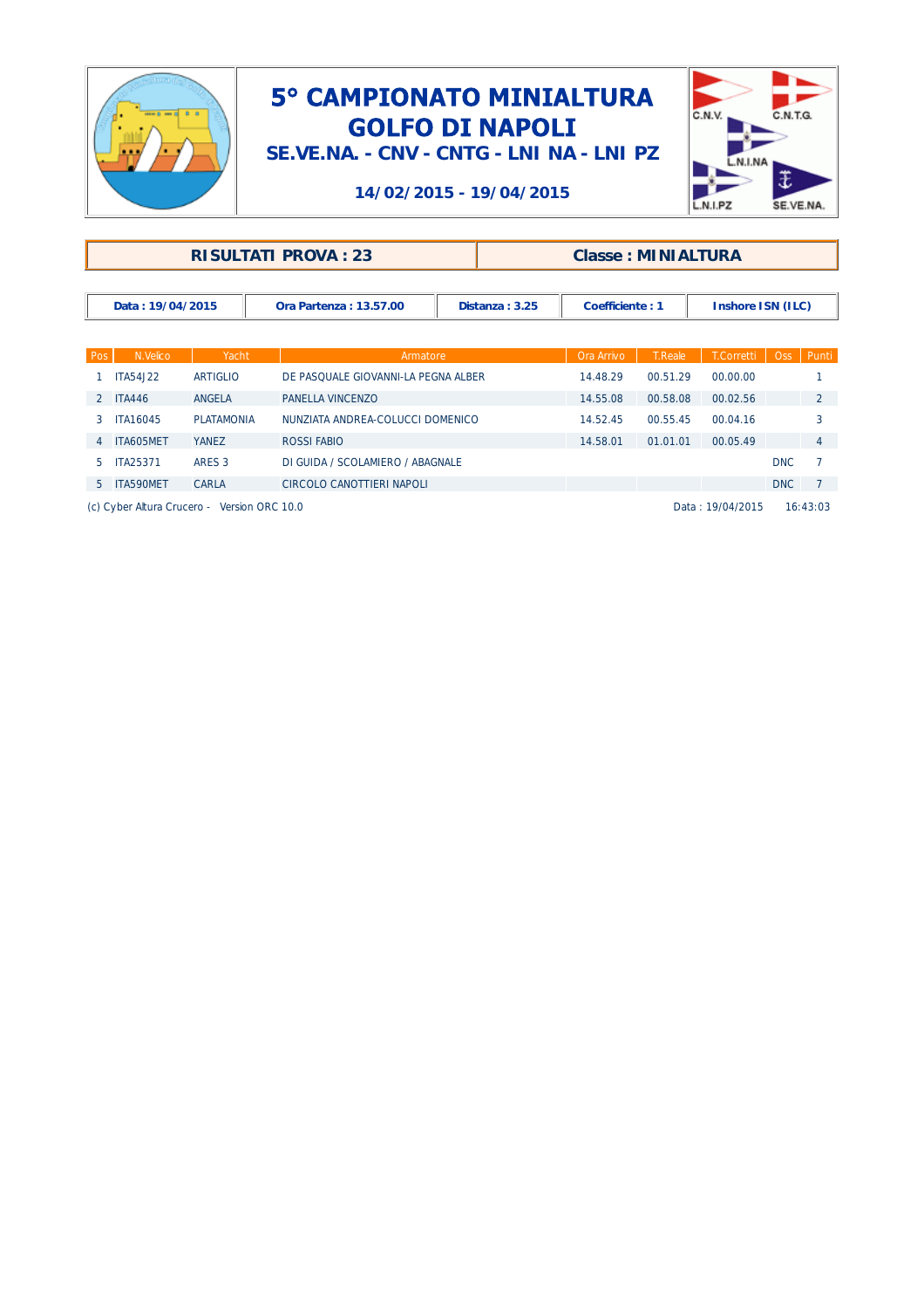# 5° CAMPIONATO MINIALTURA GOLFO DI NAPOLI

## SE.VE.NA. - CNV - CNTG - LNI NA - LNI PZ

**14/02/2015 - 19/04/2015**

C.N.V. C.N.T.G. L.N.I.NA L.N.I.PZ SE.VE.NA.

| RISULTATI PROVA : 23 | Classe : MINIALTURA |
|---|---|

| Data : 19/04/2015 | Ora Partenza : 13.57.00 | Distanza : 3.25 | Coefficiente : 1 | Inshore ISN (ILC) |
|---|---|---|---|---|

| Pos | N.Velico | Yacht | Armatore | Ora Arrivo | T.Reale | T.Corretti | Oss | Punti |
|---|---|---|---|---|---|---|---|---|
| 1 | ITA54J22 | ARTIGLIO | DE PASQUALE GIOVANNI-LA PEGNA ALBER | 14.48.29 | 00.51.29 | 00.00.00 | | 1 |
| 2 | ITA446 | ANGELA | PANELLA VINCENZO | 14.55.08 | 00.58.08 | 00.02.56 | | 2 |
| 3 | ITA16045 | PLATAMONIA | NUNZIATA ANDREA-COLUCCI DOMENICO | 14.52.45 | 00.55.45 | 00.04.16 | | 3 |
| 4 | ITA605MET | YANEZ | ROSSI FABIO | 14.58.01 | 01.01.01 | 00.05.49 | | 4 |
| 5 | ITA25371 | ARES 3 | DI GUIDA / SCOLAMIERO / ABAGNALE | | | | DNC | 7 |
| 5 | ITA590MET | CARLA | CIRCOLO CANOTTIERI NAPOLI | | | | DNC | 7 |

(c) Cyber Altura Crucero - Version ORC 10.0 Data : 19/04/2015 16:43:03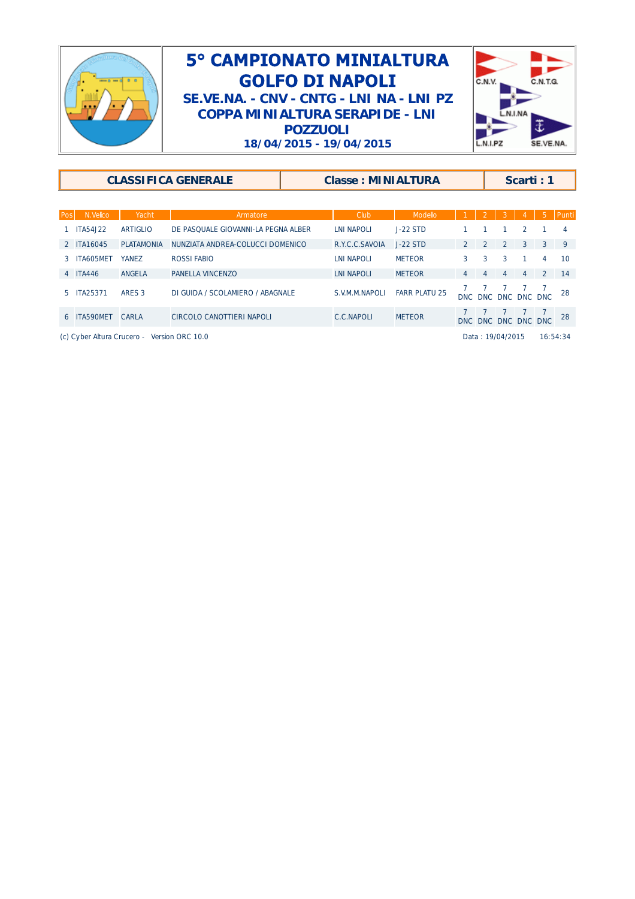# 5° CAMPIONATO MINIALTURA GOLFO DI NAPOLI

## SE.VE.NA. - CNV - CNTG - LNI NA - LNI PZ

## COPPA MINI ALTURA SERAPIDE - LNI POZZUOLI

**18/04/2015 - 19/04/2015**

C.N.V. C.N.T.G. L.N.I.NA L.N.I.PZ SE.VE.NA.

| CLASSIFICA GENERALE | Classe : MINIALTURA | Scarti : 1 |
|---|---|---|

| Pos | N.Velico | Yacht | Armatore | Club | Modello | 1 | 2 | 3 | 4 | 5 | Punti |
|---|---|---|---|---|---|---|---|---|---|---|---|
| 1 | ITA54J22 | ARTIGLIO | DE PASQUALE GIOVANNI-LA PEGNA ALBER | LNI NAPOLI | J-22 STD | 1 | 1 | 1 | 2 | 1 | 4 |
| 2 | ITA16045 | PLATAMONIA | NUNZIATA ANDREA-COLUCCI DOMENICO | R.Y.C.C.SAVOIA | J-22 STD | 2 | 2 | 2 | 3 | 3 | 9 |
| 3 | ITA605MET | YANEZ | ROSSI FABIO | LNI NAPOLI | METEOR | 3 | 3 | 3 | 1 | 4 | 10 |
| 4 | ITA446 | ANGELA | PANELLA VINCENZO | LNI NAPOLI | METEOR | 4 | 4 | 4 | 4 | 2 | 14 |
| 5 | ITA25371 | ARES 3 | DI GUIDA / SCOLAMIERO / ABAGNALE | S.V.M.M.NAPOLI | FARR PLATU 25 | 7 DNC | 7 DNC | 7 DNC | 7 DNC | 7 DNC | 28 |
| 6 | ITA590MET | CARLA | CIRCOLO CANOTTIERI NAPOLI | C.C.NAPOLI | METEOR | 7 DNC | 7 DNC | 7 DNC | 7 DNC | 7 DNC | 28 |

(c) Cyber Altura Crucero - Version ORC 10.0 Data : 19/04/2015 16:54:34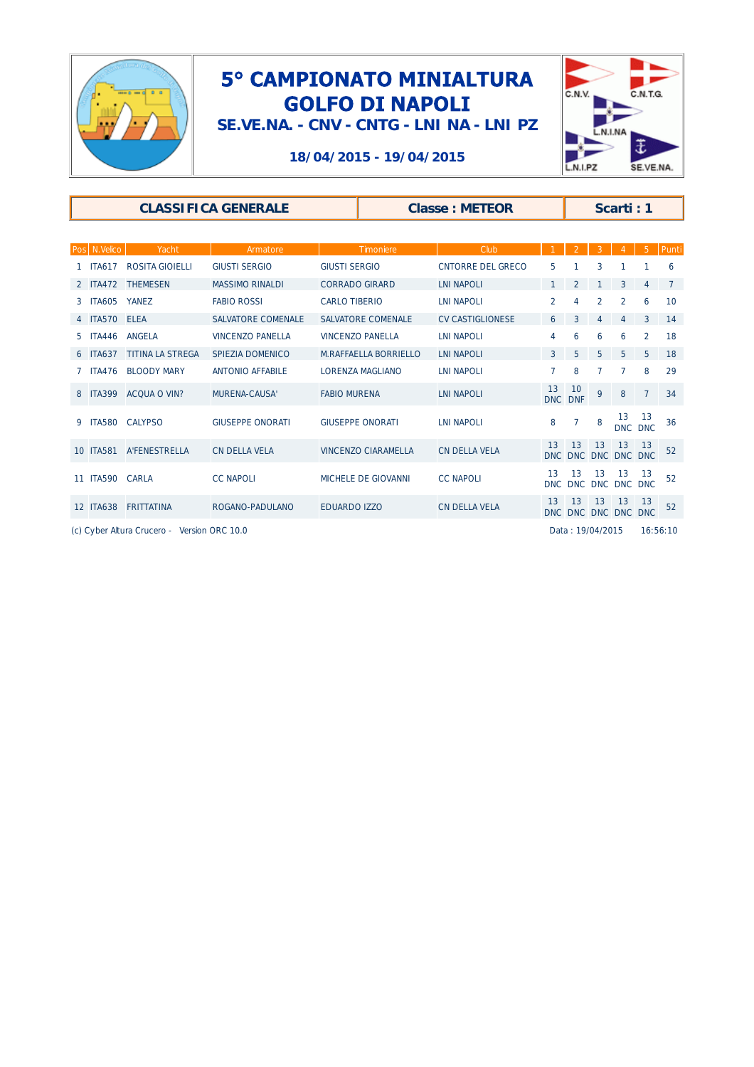# 5° CAMPIONATO MINIALTURA GOLFO DI NAPOLI

## SE.VE.NA. - CNV - CNTG - LNI NA - LNI PZ

**18/04/2015 - 19/04/2015**

C.N.V. C.N.T.G. L.N.I.NA L.N.I.PZ SE.VE.NA.

| CLASSIFICA GENERALE | Classe : METEOR | Scarti : 1 |
|---|---|---|

| Pos | N.Velico | Yacht | Armatore | Timoniere | Club | 1 | 2 | 3 | 4 | 5 | Punti |
|---|---|---|---|---|---|---|---|---|---|---|---|
| 1 | ITA617 | ROSITA GIOIELLI | GIUSTI SERGIO | GIUSTI SERGIO | CNTORRE DEL GRECO | 5 | 1 | 3 | 1 | 1 | 6 |
| 2 | ITA472 | THEMESEN | MASSIMO RINALDI | CORRADO GIRARD | LNI NAPOLI | 1 | 2 | 1 | 3 | 4 | 7 |
| 3 | ITA605 | YANEZ | FABIO ROSSI | CARLO TIBERIO | LNI NAPOLI | 2 | 4 | 2 | 2 | 6 | 10 |
| 4 | ITA570 | ELEA | SALVATORE COMENALE | SALVATORE COMENALE | CV CASTIGLIONESE | 6 | 3 | 4 | 4 | 3 | 14 |
| 5 | ITA446 | ANGELA | VINCENZO PANELLA | VINCENZO PANELLA | LNI NAPOLI | 4 | 6 | 6 | 6 | 2 | 18 |
| 6 | ITA637 | TITINA LA STREGA | SPIEZIA DOMENICO | M.RAFFAELLA BORRIELLO | LNI NAPOLI | 3 | 5 | 5 | 5 | 5 | 18 |
| 7 | ITA476 | BLOODY MARY | ANTONIO AFFABILE | LORENZA MAGLIANO | LNI NAPOLI | 7 | 8 | 7 | 7 | 8 | 29 |
| 8 | ITA399 | ACQUA O VIN? | MURENA-CAUSA' | FABIO MURENA | LNI NAPOLI | 13 DNC | 10 DNF | 9 | 8 | 7 | 34 |
| 9 | ITA580 | CALYPSO | GIUSEPPE ONORATI | GIUSEPPE ONORATI | LNI NAPOLI | 8 | 7 | 8 | 13 DNC | 13 DNC | 36 |
| 10 | ITA581 | A'FENESTRELLA | CN DELLA VELA | VINCENZO CIARAMELLA | CN DELLA VELA | 13 DNC | 13 DNC | 13 DNC | 13 DNC | 13 DNC | 52 |
| 11 | ITA590 | CARLA | CC NAPOLI | MICHELE DE GIOVANNI | CC NAPOLI | 13 DNC | 13 DNC | 13 DNC | 13 DNC | 13 DNC | 52 |
| 12 | ITA638 | FRITTATINA | ROGANO-PADULANO | EDUARDO IZZO | CN DELLA VELA | 13 DNC | 13 DNC | 13 DNC | 13 DNC | 13 DNC | 52 |

(c) Cyber Altura Crucero - Version ORC 10.0 Data : 19/04/2015 16:56:10